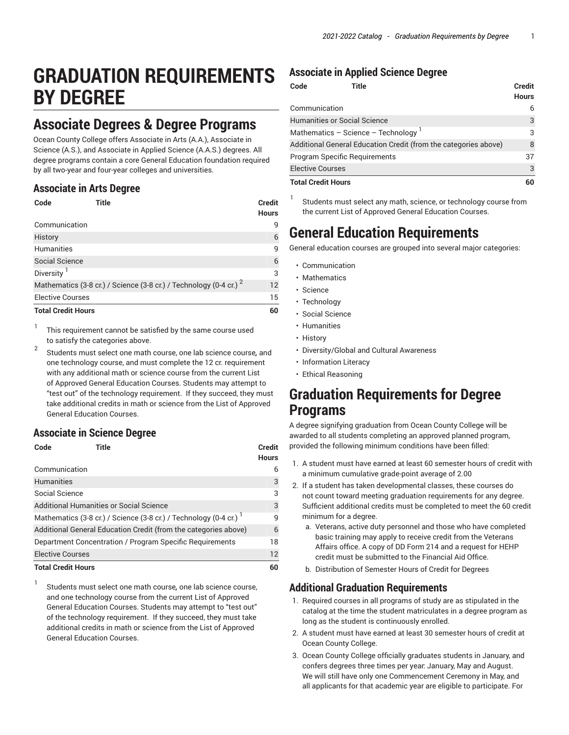# GRADUATION REQUIREMENTS BY DEGREE

## Associate Degrees & Degree Programs

Ocean County College offers Associate in Arts (A.A.), Associate in Science (A.S.), and Associate in Applied Science (A.A.S.) degrees. All degree programs contain a core General Education foundation required by all two-year and four-year colleges and universities.

### Associate in Arts Degree

| Code | Title | Credit Hours |
|---|---|---|
| Communication | | 9 |
| History | | 6 |
| Humanities | | 9 |
| Social Science | | 6 |
| Diversity [1] | | 3 |
| Mathematics (3-8 cr.) / Science (3-8 cr.) / Technology (0-4 cr.) [2] | | 12 |
| Elective Courses | | 15 |
| **Total Credit Hours** | | **60** |

1. This requirement cannot be satisfied by the same course used to satisfy the categories above.
2. Students must select one math course, one lab science course, and one technology course, and must complete the 12 cr. requirement with any additional math or science course from the current List of Approved General Education Courses. Students may attempt to "test out" of the technology requirement. If they succeed, they must take additional credits in math or science from the List of Approved General Education Courses.

### Associate in Science Degree

| Code | Title | Credit Hours |
|---|---|---|
| Communication | | 6 |
| Humanities | | 3 |
| Social Science | | 3 |
| Additional Humanities or Social Science | | 3 |
| Mathematics (3-8 cr.) / Science (3-8 cr.) / Technology (0-4 cr.) [1] | | 9 |
| Additional General Education Credit (from the categories above) | | 6 |
| Department Concentration / Program Specific Requirements | | 18 |
| Elective Courses | | 12 |
| **Total Credit Hours** | | **60** |

1. Students must select one math course, one lab science course, and one technology course from the current List of Approved General Education Courses. Students may attempt to "test out" of the technology requirement. If they succeed, they must take additional credits in math or science from the List of Approved General Education Courses.

### Associate in Applied Science Degree

| Code | Title | Credit Hours |
|---|---|---|
| Communication | | 6 |
| Humanities or Social Science | | 3 |
| Mathematics – Science – Technology [1] | | 3 |
| Additional General Education Credit (from the categories above) | | 8 |
| Program Specific Requirements | | 37 |
| Elective Courses | | 3 |
| **Total Credit Hours** | | **60** |

1. Students must select any math, science, or technology course from the current List of Approved General Education Courses.

## General Education Requirements

General education courses are grouped into several major categories:

- Communication
- Mathematics
- Science
- Technology
- Social Science
- Humanities
- History
- Diversity/Global and Cultural Awareness
- Information Literacy
- Ethical Reasoning

## Graduation Requirements for Degree Programs

A degree signifying graduation from Ocean County College will be awarded to all students completing an approved planned program, provided the following minimum conditions have been filled:

1. A student must have earned at least 60 semester hours of credit with a minimum cumulative grade-point average of 2.00
2. If a student has taken developmental classes, these courses do not count toward meeting graduation requirements for any degree. Sufficient additional credits must be completed to meet the 60 credit minimum for a degree.
   a. Veterans, active duty personnel and those who have completed basic training may apply to receive credit from the Veterans Affairs office. A copy of DD Form 214 and a request for HEHP credit must be submitted to the Financial Aid Office.
   b. Distribution of Semester Hours of Credit for Degrees

### Additional Graduation Requirements

1. Required courses in all programs of study are as stipulated in the catalog at the time the student matriculates in a degree program as long as the student is continuously enrolled.
2. A student must have earned at least 30 semester hours of credit at Ocean County College.
3. Ocean County College officially graduates students in January, and confers degrees three times per year: January, May and August. We will still have only one Commencement Ceremony in May, and all applicants for that academic year are eligible to participate. For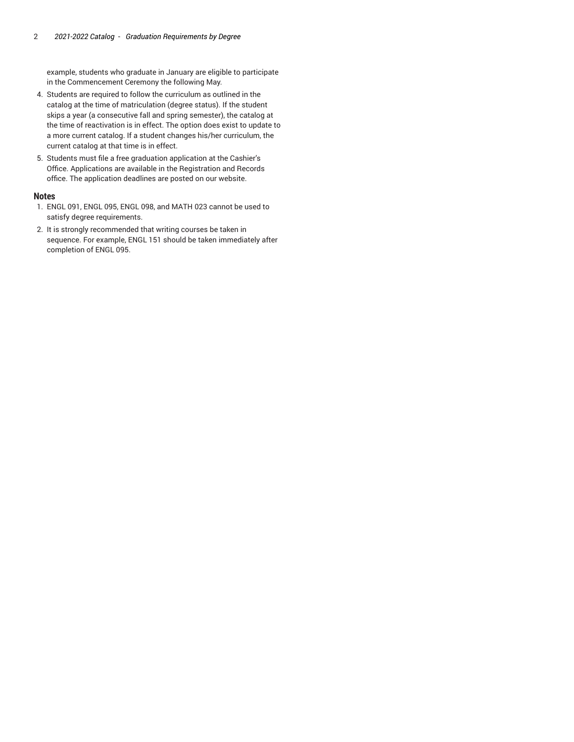example, students who graduate in January are eligible to participate in the Commencement Ceremony the following May.

4. Students are required to follow the curriculum as outlined in the catalog at the time of matriculation (degree status). If the student skips a year (a consecutive fall and spring semester), the catalog at the time of reactivation is in effect. The option does exist to update to a more current catalog. If a student changes his/her curriculum, the current catalog at that time is in effect.
5. Students must file a free graduation application at the Cashier's Office. Applications are available in the Registration and Records office. The application deadlines are posted on our website.

**Notes**

1. ENGL 091, ENGL 095, ENGL 098, and MATH 023 cannot be used to satisfy degree requirements.
2. It is strongly recommended that writing courses be taken in sequence. For example, ENGL 151 should be taken immediately after completion of ENGL 095.